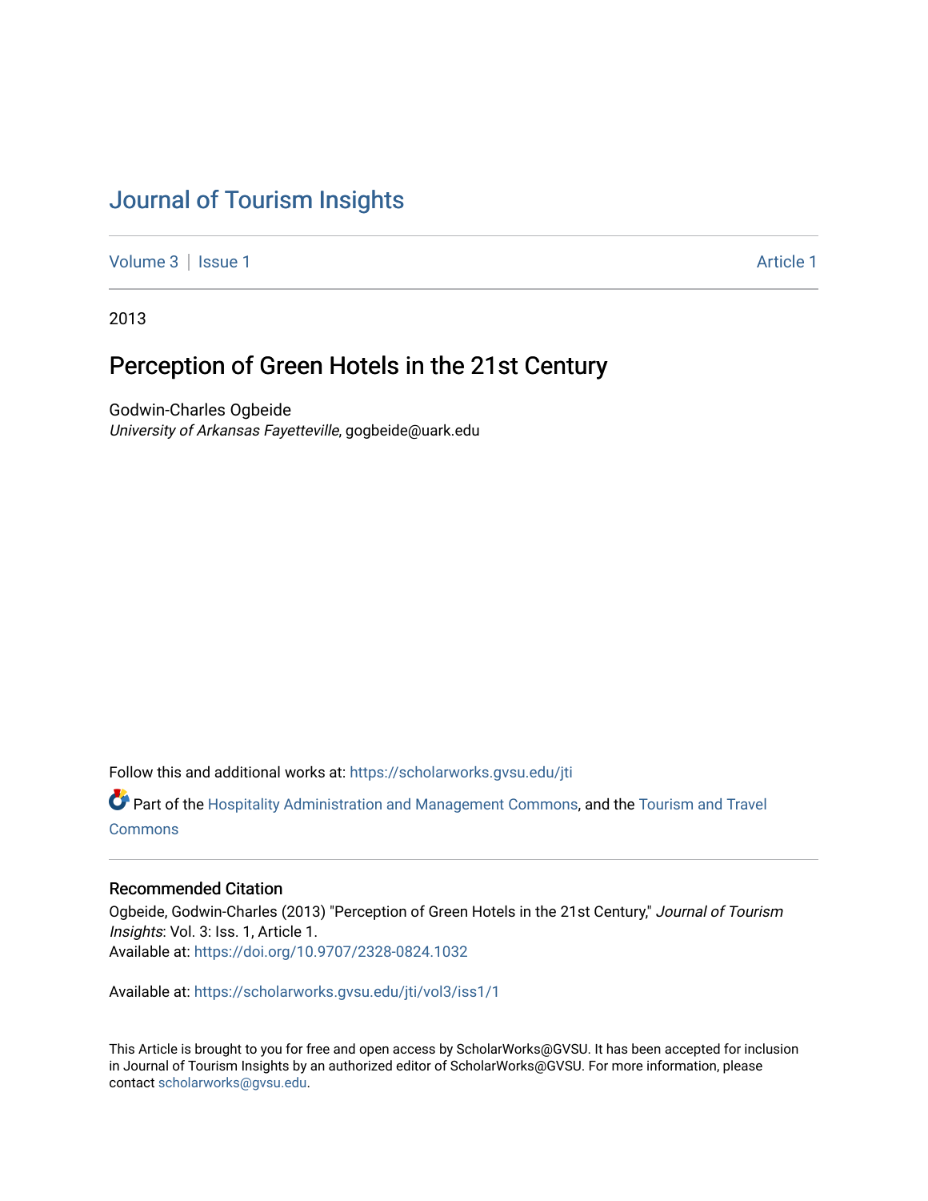# Journal of Tourism Insights

Volume 3 | Issue 1 Article 1

2013

## Perception of Green Hotels in the 21st Century

Godwin-Charles Ogbeide
*University of Arkansas Fayetteville*, gogbeide@uark.edu

Follow this and additional works at: https://scholarworks.gvsu.edu/jti

Part of the Hospitality Administration and Management Commons, and the Tourism and Travel Commons

### Recommended Citation

Ogbeide, Godwin-Charles (2013) "Perception of Green Hotels in the 21st Century," *Journal of Tourism Insights*: Vol. 3: Iss. 1, Article 1.
Available at: https://doi.org/10.9707/2328-0824.1032

Available at: https://scholarworks.gvsu.edu/jti/vol3/iss1/1

This Article is brought to you for free and open access by ScholarWorks@GVSU. It has been accepted for inclusion in Journal of Tourism Insights by an authorized editor of ScholarWorks@GVSU. For more information, please contact scholarworks@gvsu.edu.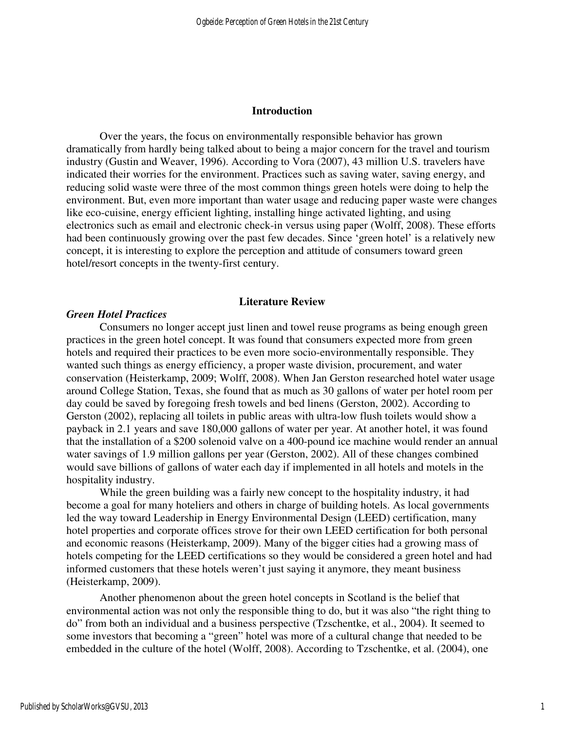## Introduction

Over the years, the focus on environmentally responsible behavior has grown dramatically from hardly being talked about to being a major concern for the travel and tourism industry (Gustin and Weaver, 1996). According to Vora (2007), 43 million U.S. travelers have indicated their worries for the environment. Practices such as saving water, saving energy, and reducing solid waste were three of the most common things green hotels were doing to help the environment. But, even more important than water usage and reducing paper waste were changes like eco-cuisine, energy efficient lighting, installing hinge activated lighting, and using electronics such as email and electronic check-in versus using paper (Wolff, 2008). These efforts had been continuously growing over the past few decades. Since 'green hotel' is a relatively new concept, it is interesting to explore the perception and attitude of consumers toward green hotel/resort concepts in the twenty-first century.

## Literature Review

### *Green Hotel Practices*

Consumers no longer accept just linen and towel reuse programs as being enough green practices in the green hotel concept. It was found that consumers expected more from green hotels and required their practices to be even more socio-environmentally responsible. They wanted such things as energy efficiency, a proper waste division, procurement, and water conservation (Heisterkamp, 2009; Wolff, 2008). When Jan Gerston researched hotel water usage around College Station, Texas, she found that as much as 30 gallons of water per hotel room per day could be saved by foregoing fresh towels and bed linens (Gerston, 2002). According to Gerston (2002), replacing all toilets in public areas with ultra-low flush toilets would show a payback in 2.1 years and save 180,000 gallons of water per year. At another hotel, it was found that the installation of a $200 solenoid valve on a 400-pound ice machine would render an annual water savings of 1.9 million gallons per year (Gerston, 2002). All of these changes combined would save billions of gallons of water each day if implemented in all hotels and motels in the hospitality industry.

While the green building was a fairly new concept to the hospitality industry, it had become a goal for many hoteliers and others in charge of building hotels. As local governments led the way toward Leadership in Energy Environmental Design (LEED) certification, many hotel properties and corporate offices strove for their own LEED certification for both personal and economic reasons (Heisterkamp, 2009). Many of the bigger cities had a growing mass of hotels competing for the LEED certifications so they would be considered a green hotel and had informed customers that these hotels weren't just saying it anymore, they meant business (Heisterkamp, 2009).

Another phenomenon about the green hotel concepts in Scotland is the belief that environmental action was not only the responsible thing to do, but it was also "the right thing to do" from both an individual and a business perspective (Tzschentke, et al., 2004). It seemed to some investors that becoming a "green" hotel was more of a cultural change that needed to be embedded in the culture of the hotel (Wolff, 2008). According to Tzschentke, et al. (2004), one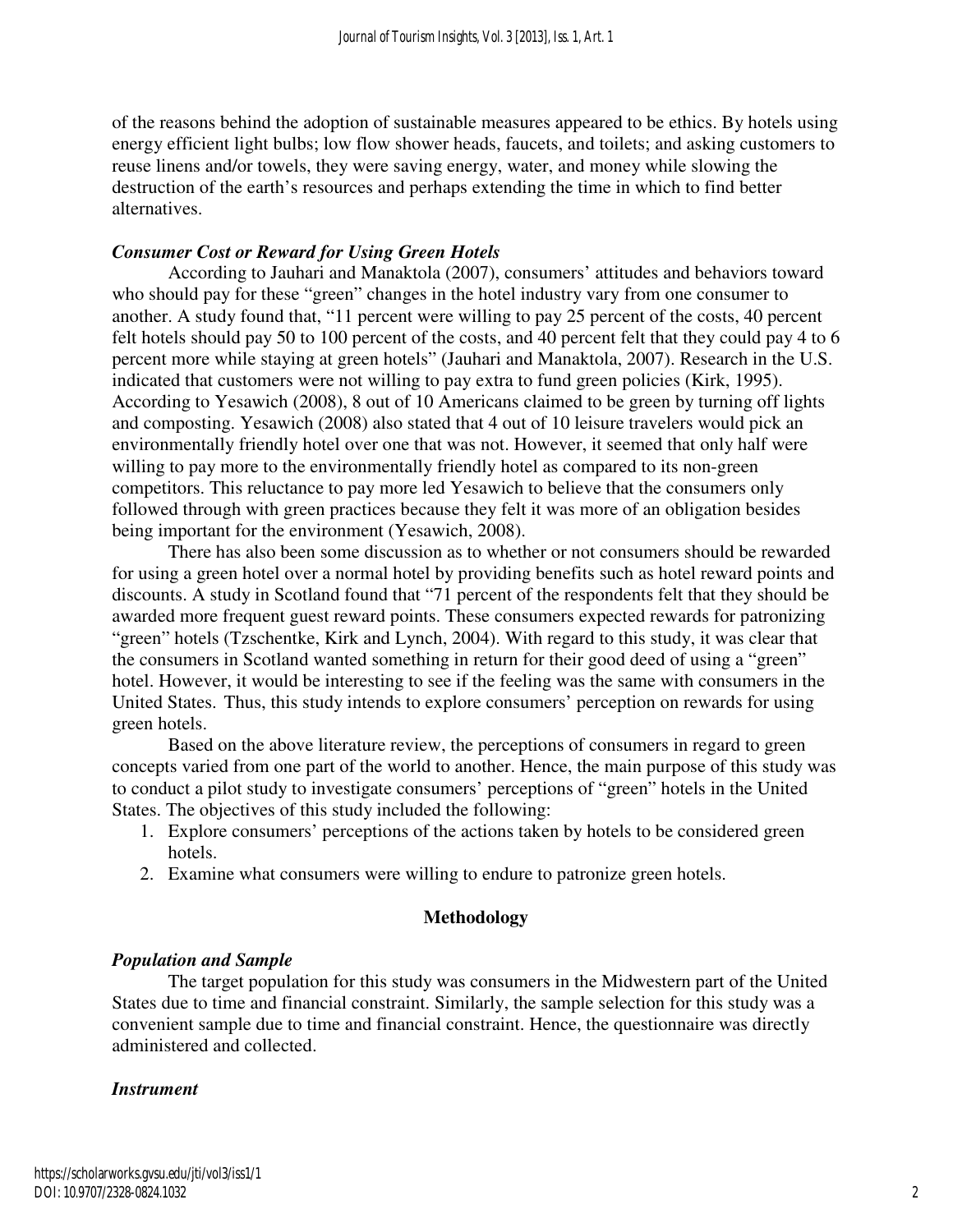of the reasons behind the adoption of sustainable measures appeared to be ethics. By hotels using energy efficient light bulbs; low flow shower heads, faucets, and toilets; and asking customers to reuse linens and/or towels, they were saving energy, water, and money while slowing the destruction of the earth's resources and perhaps extending the time in which to find better alternatives.

### *Consumer Cost or Reward for Using Green Hotels*

According to Jauhari and Manaktola (2007), consumers' attitudes and behaviors toward who should pay for these "green" changes in the hotel industry vary from one consumer to another. A study found that, "11 percent were willing to pay 25 percent of the costs, 40 percent felt hotels should pay 50 to 100 percent of the costs, and 40 percent felt that they could pay 4 to 6 percent more while staying at green hotels" (Jauhari and Manaktola, 2007). Research in the U.S. indicated that customers were not willing to pay extra to fund green policies (Kirk, 1995). According to Yesawich (2008), 8 out of 10 Americans claimed to be green by turning off lights and composting. Yesawich (2008) also stated that 4 out of 10 leisure travelers would pick an environmentally friendly hotel over one that was not. However, it seemed that only half were willing to pay more to the environmentally friendly hotel as compared to its non-green competitors. This reluctance to pay more led Yesawich to believe that the consumers only followed through with green practices because they felt it was more of an obligation besides being important for the environment (Yesawich, 2008).

There has also been some discussion as to whether or not consumers should be rewarded for using a green hotel over a normal hotel by providing benefits such as hotel reward points and discounts. A study in Scotland found that "71 percent of the respondents felt that they should be awarded more frequent guest reward points. These consumers expected rewards for patronizing "green" hotels (Tzschentke, Kirk and Lynch, 2004). With regard to this study, it was clear that the consumers in Scotland wanted something in return for their good deed of using a "green" hotel. However, it would be interesting to see if the feeling was the same with consumers in the United States. Thus, this study intends to explore consumers' perception on rewards for using green hotels.

Based on the above literature review, the perceptions of consumers in regard to green concepts varied from one part of the world to another. Hence, the main purpose of this study was to conduct a pilot study to investigate consumers' perceptions of "green" hotels in the United States. The objectives of this study included the following:

1. Explore consumers' perceptions of the actions taken by hotels to be considered green hotels.
2. Examine what consumers were willing to endure to patronize green hotels.

## Methodology

### *Population and Sample*

The target population for this study was consumers in the Midwestern part of the United States due to time and financial constraint. Similarly, the sample selection for this study was a convenient sample due to time and financial constraint. Hence, the questionnaire was directly administered and collected.

### *Instrument*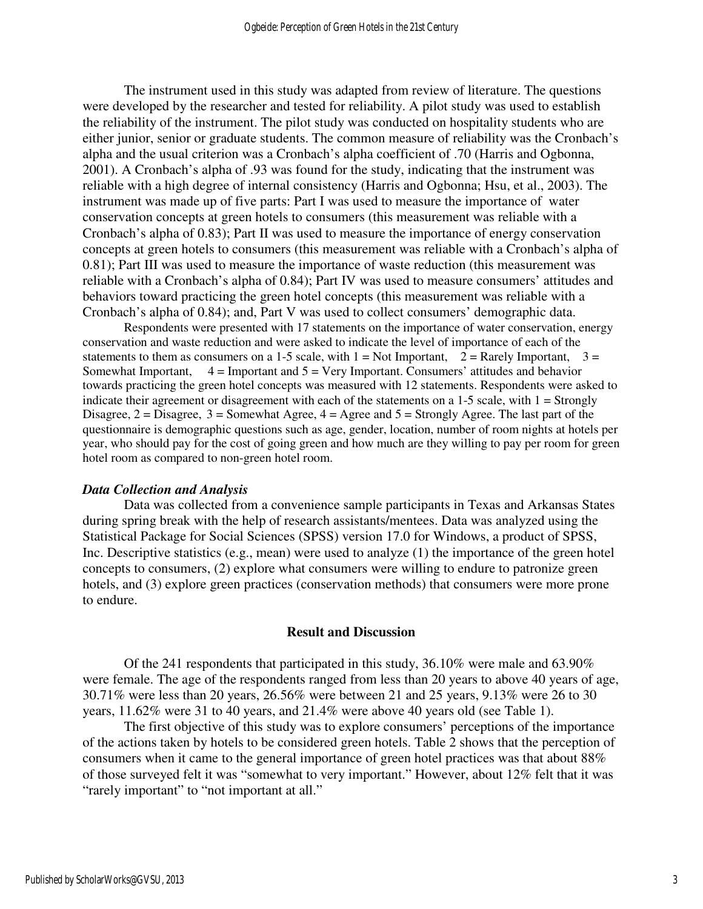The instrument used in this study was adapted from review of literature. The questions were developed by the researcher and tested for reliability. A pilot study was used to establish the reliability of the instrument. The pilot study was conducted on hospitality students who are either junior, senior or graduate students. The common measure of reliability was the Cronbach's alpha and the usual criterion was a Cronbach's alpha coefficient of .70 (Harris and Ogbonna, 2001). A Cronbach's alpha of .93 was found for the study, indicating that the instrument was reliable with a high degree of internal consistency (Harris and Ogbonna; Hsu, et al., 2003). The instrument was made up of five parts: Part I was used to measure the importance of water conservation concepts at green hotels to consumers (this measurement was reliable with a Cronbach's alpha of 0.83); Part II was used to measure the importance of energy conservation concepts at green hotels to consumers (this measurement was reliable with a Cronbach's alpha of 0.81); Part III was used to measure the importance of waste reduction (this measurement was reliable with a Cronbach's alpha of 0.84); Part IV was used to measure consumers' attitudes and behaviors toward practicing the green hotel concepts (this measurement was reliable with a Cronbach's alpha of 0.84); and, Part V was used to collect consumers' demographic data.

Respondents were presented with 17 statements on the importance of water conservation, energy conservation and waste reduction and were asked to indicate the level of importance of each of the statements to them as consumers on a 1-5 scale, with 1 = Not Important, 2 = Rarely Important, 3 = Somewhat Important, 4 = Important and 5 = Very Important. Consumers' attitudes and behavior towards practicing the green hotel concepts was measured with 12 statements. Respondents were asked to indicate their agreement or disagreement with each of the statements on a 1-5 scale, with 1 = Strongly Disagree, 2 = Disagree, 3 = Somewhat Agree, 4 = Agree and 5 = Strongly Agree. The last part of the questionnaire is demographic questions such as age, gender, location, number of room nights at hotels per year, who should pay for the cost of going green and how much are they willing to pay per room for green hotel room as compared to non-green hotel room.

### *Data Collection and Analysis*

Data was collected from a convenience sample participants in Texas and Arkansas States during spring break with the help of research assistants/mentees. Data was analyzed using the Statistical Package for Social Sciences (SPSS) version 17.0 for Windows, a product of SPSS, Inc. Descriptive statistics (e.g., mean) were used to analyze (1) the importance of the green hotel concepts to consumers, (2) explore what consumers were willing to endure to patronize green hotels, and (3) explore green practices (conservation methods) that consumers were more prone to endure.

## Result and Discussion

Of the 241 respondents that participated in this study, 36.10% were male and 63.90% were female. The age of the respondents ranged from less than 20 years to above 40 years of age, 30.71% were less than 20 years, 26.56% were between 21 and 25 years, 9.13% were 26 to 30 years, 11.62% were 31 to 40 years, and 21.4% were above 40 years old (see Table 1).

The first objective of this study was to explore consumers' perceptions of the importance of the actions taken by hotels to be considered green hotels. Table 2 shows that the perception of consumers when it came to the general importance of green hotel practices was that about 88% of those surveyed felt it was "somewhat to very important." However, about 12% felt that it was "rarely important" to "not important at all."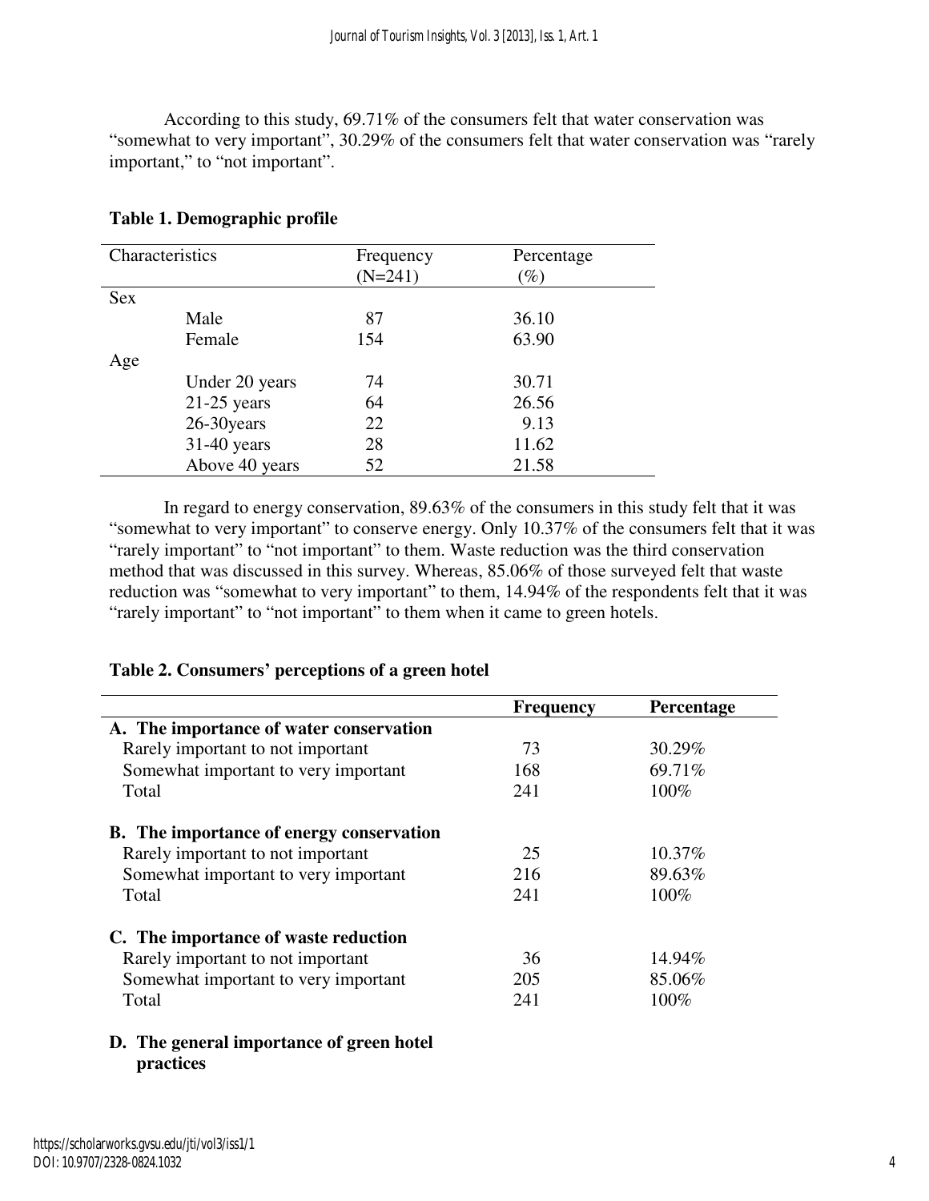According to this study, 69.71% of the consumers felt that water conservation was "somewhat to very important", 30.29% of the consumers felt that water conservation was "rarely important," to "not important".

**Table 1. Demographic profile**

| Characteristics | | Frequency (N=241) | Percentage (%) |
|---|---|---|---|
| Sex | | | |
| | Male | 87 | 36.10 |
| | Female | 154 | 63.90 |
| Age | | | |
| | Under 20 years | 74 | 30.71 |
| | 21-25 years | 64 | 26.56 |
| | 26-30years | 22 | 9.13 |
| | 31-40 years | 28 | 11.62 |
| | Above 40 years | 52 | 21.58 |

In regard to energy conservation, 89.63% of the consumers in this study felt that it was "somewhat to very important" to conserve energy. Only 10.37% of the consumers felt that it was "rarely important" to "not important" to them. Waste reduction was the third conservation method that was discussed in this survey. Whereas, 85.06% of those surveyed felt that waste reduction was "somewhat to very important" to them, 14.94% of the respondents felt that it was "rarely important" to "not important" to them when it came to green hotels.

**Table 2. Consumers' perceptions of a green hotel**

| | **Frequency** | **Percentage** |
|---|---|---|
| **A. The importance of water conservation** | | |
| Rarely important to not important | 73 | 30.29% |
| Somewhat important to very important | 168 | 69.71% |
| Total | 241 | 100% |
| **B. The importance of energy conservation** | | |
| Rarely important to not important | 25 | 10.37% |
| Somewhat important to very important | 216 | 89.63% |
| Total | 241 | 100% |
| **C. The importance of waste reduction** | | |
| Rarely important to not important | 36 | 14.94% |
| Somewhat important to very important | 205 | 85.06% |
| Total | 241 | 100% |
| **D. The general importance of green hotel practices** | | |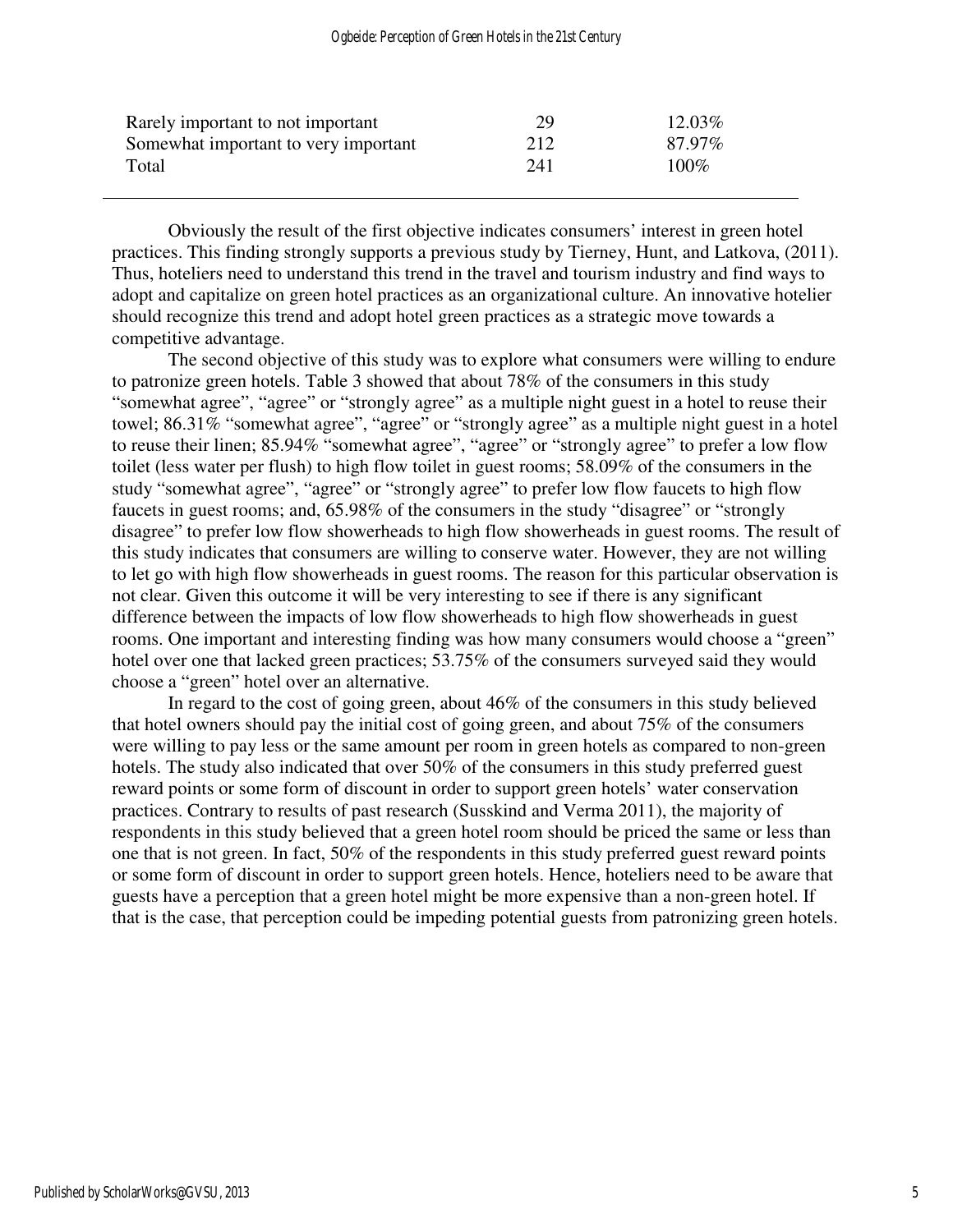| | | |
|---|---|---|
| Rarely important to not important | 29 | 12.03% |
| Somewhat important to very important | 212 | 87.97% |
| Total | 241 | 100% |

Obviously the result of the first objective indicates consumers' interest in green hotel practices. This finding strongly supports a previous study by Tierney, Hunt, and Latkova, (2011). Thus, hoteliers need to understand this trend in the travel and tourism industry and find ways to adopt and capitalize on green hotel practices as an organizational culture. An innovative hotelier should recognize this trend and adopt hotel green practices as a strategic move towards a competitive advantage.

The second objective of this study was to explore what consumers were willing to endure to patronize green hotels. Table 3 showed that about 78% of the consumers in this study "somewhat agree", "agree" or "strongly agree" as a multiple night guest in a hotel to reuse their towel; 86.31% "somewhat agree", "agree" or "strongly agree" as a multiple night guest in a hotel to reuse their linen; 85.94% "somewhat agree", "agree" or "strongly agree" to prefer a low flow toilet (less water per flush) to high flow toilet in guest rooms; 58.09% of the consumers in the study "somewhat agree", "agree" or "strongly agree" to prefer low flow faucets to high flow faucets in guest rooms; and, 65.98% of the consumers in the study "disagree" or "strongly disagree" to prefer low flow showerheads to high flow showerheads in guest rooms. The result of this study indicates that consumers are willing to conserve water. However, they are not willing to let go with high flow showerheads in guest rooms. The reason for this particular observation is not clear. Given this outcome it will be very interesting to see if there is any significant difference between the impacts of low flow showerheads to high flow showerheads in guest rooms. One important and interesting finding was how many consumers would choose a "green" hotel over one that lacked green practices; 53.75% of the consumers surveyed said they would choose a "green" hotel over an alternative.

In regard to the cost of going green, about 46% of the consumers in this study believed that hotel owners should pay the initial cost of going green, and about 75% of the consumers were willing to pay less or the same amount per room in green hotels as compared to non-green hotels. The study also indicated that over 50% of the consumers in this study preferred guest reward points or some form of discount in order to support green hotels' water conservation practices. Contrary to results of past research (Susskind and Verma 2011), the majority of respondents in this study believed that a green hotel room should be priced the same or less than one that is not green. In fact, 50% of the respondents in this study preferred guest reward points or some form of discount in order to support green hotels. Hence, hoteliers need to be aware that guests have a perception that a green hotel might be more expensive than a non-green hotel. If that is the case, that perception could be impeding potential guests from patronizing green hotels.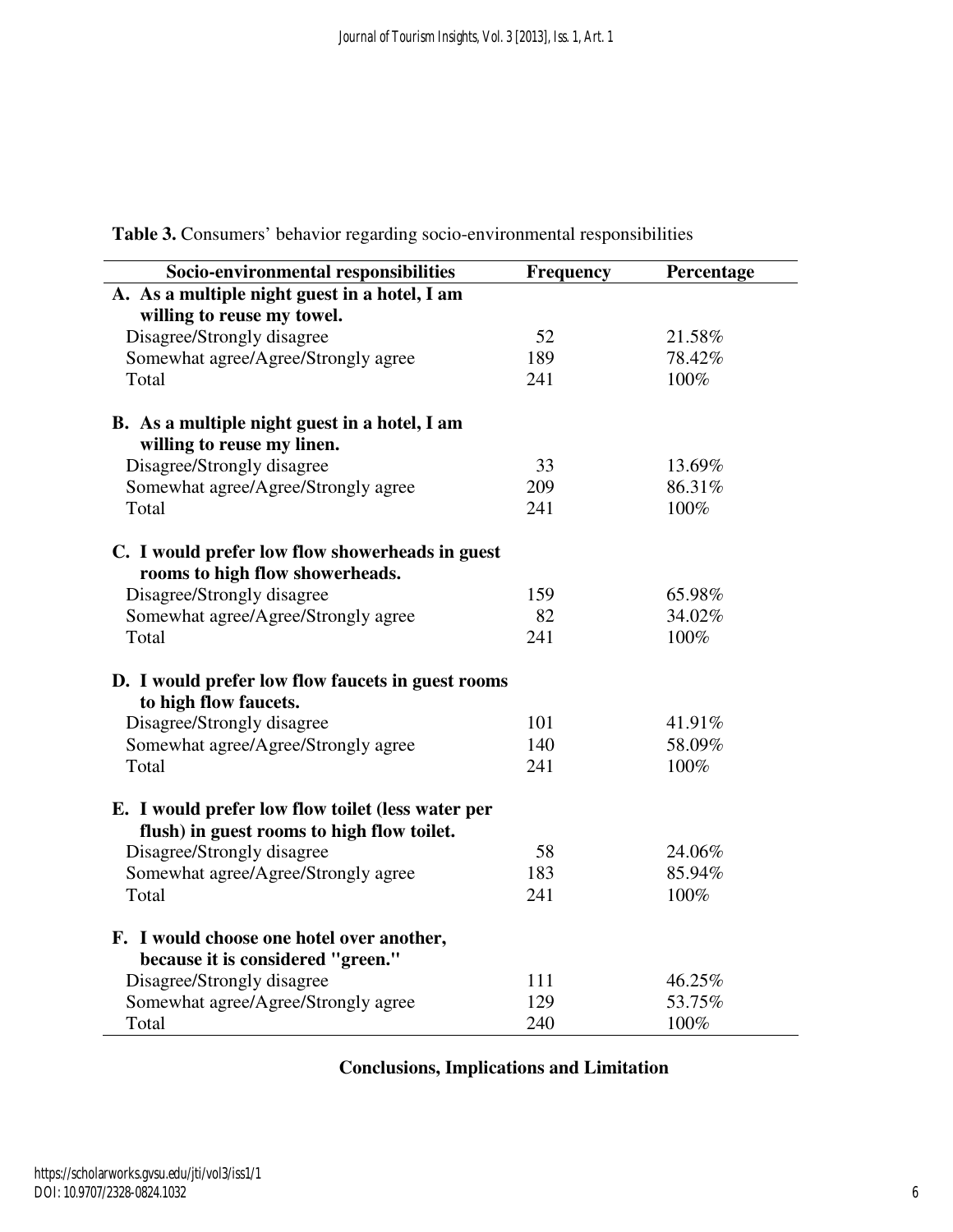**Table 3.** Consumers' behavior regarding socio-environmental responsibilities

| Socio-environmental responsibilities | Frequency | Percentage |
|---|---|---|
| **A. As a multiple night guest in a hotel, I am willing to reuse my towel.** | | |
| Disagree/Strongly disagree | 52 | 21.58% |
| Somewhat agree/Agree/Strongly agree | 189 | 78.42% |
| Total | 241 | 100% |
| **B. As a multiple night guest in a hotel, I am willing to reuse my linen.** | | |
| Disagree/Strongly disagree | 33 | 13.69% |
| Somewhat agree/Agree/Strongly agree | 209 | 86.31% |
| Total | 241 | 100% |
| **C. I would prefer low flow showerheads in guest rooms to high flow showerheads.** | | |
| Disagree/Strongly disagree | 159 | 65.98% |
| Somewhat agree/Agree/Strongly agree | 82 | 34.02% |
| Total | 241 | 100% |
| **D. I would prefer low flow faucets in guest rooms to high flow faucets.** | | |
| Disagree/Strongly disagree | 101 | 41.91% |
| Somewhat agree/Agree/Strongly agree | 140 | 58.09% |
| Total | 241 | 100% |
| **E. I would prefer low flow toilet (less water per flush) in guest rooms to high flow toilet.** | | |
| Disagree/Strongly disagree | 58 | 24.06% |
| Somewhat agree/Agree/Strongly agree | 183 | 85.94% |
| Total | 241 | 100% |
| **F. I would choose one hotel over another, because it is considered "green."** | | |
| Disagree/Strongly disagree | 111 | 46.25% |
| Somewhat agree/Agree/Strongly agree | 129 | 53.75% |
| Total | 240 | 100% |

## Conclusions, Implications and Limitation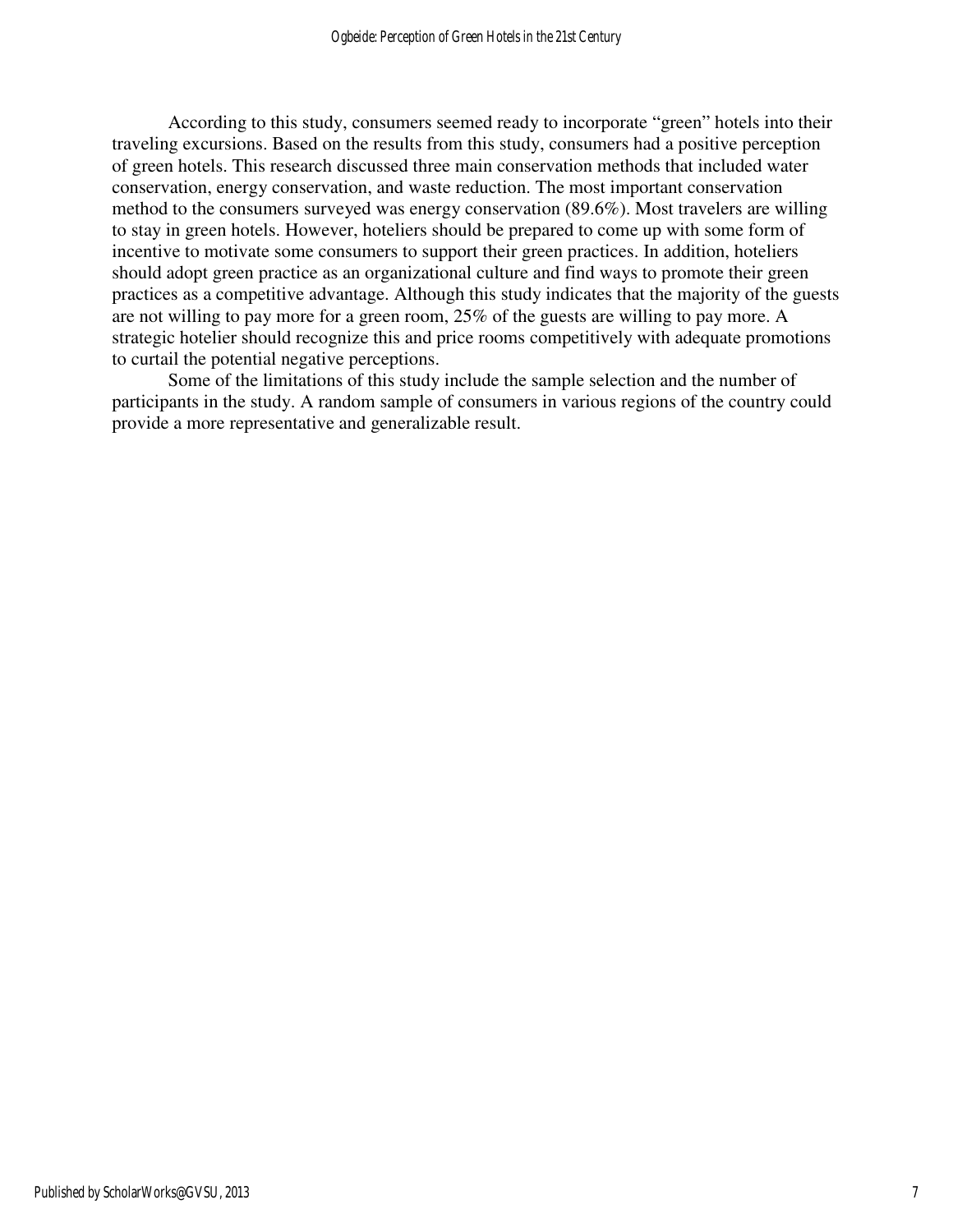According to this study, consumers seemed ready to incorporate "green" hotels into their traveling excursions. Based on the results from this study, consumers had a positive perception of green hotels. This research discussed three main conservation methods that included water conservation, energy conservation, and waste reduction. The most important conservation method to the consumers surveyed was energy conservation (89.6%). Most travelers are willing to stay in green hotels. However, hoteliers should be prepared to come up with some form of incentive to motivate some consumers to support their green practices. In addition, hoteliers should adopt green practice as an organizational culture and find ways to promote their green practices as a competitive advantage. Although this study indicates that the majority of the guests are not willing to pay more for a green room, 25% of the guests are willing to pay more. A strategic hotelier should recognize this and price rooms competitively with adequate promotions to curtail the potential negative perceptions.

Some of the limitations of this study include the sample selection and the number of participants in the study. A random sample of consumers in various regions of the country could provide a more representative and generalizable result.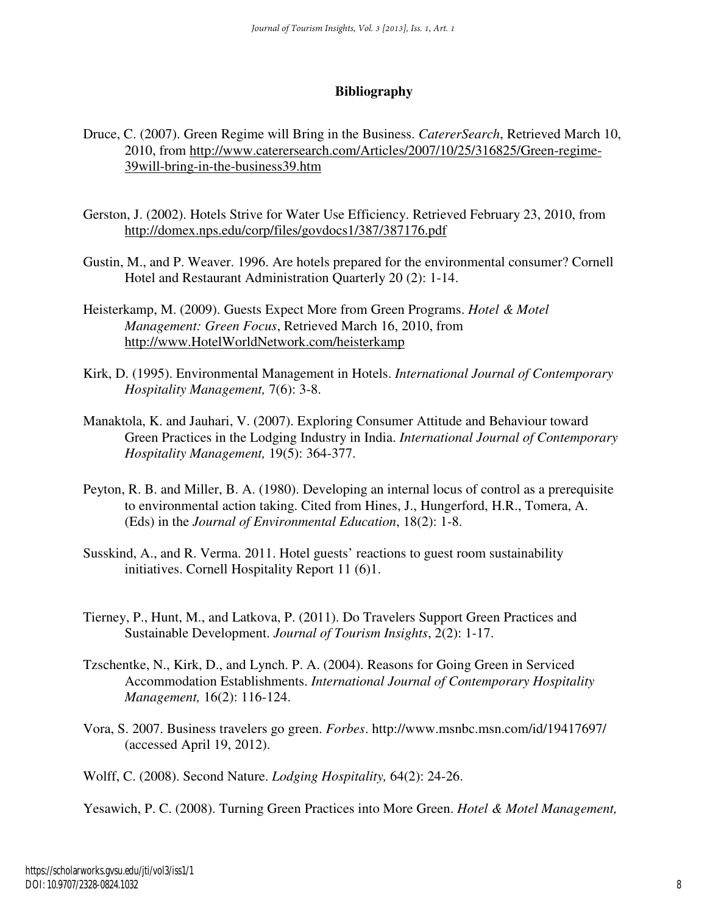## Bibliography

Druce, C. (2007). Green Regime will Bring in the Business. *CatererSearch*, Retrieved March 10, 2010, from http://www.caterersearch.com/Articles/2007/10/25/316825/Green-regime-39will-bring-in-the-business39.htm

Gerston, J. (2002). Hotels Strive for Water Use Efficiency. Retrieved February 23, 2010, from http://domex.nps.edu/corp/files/govdocs1/387/387176.pdf

Gustin, M., and P. Weaver. 1996. Are hotels prepared for the environmental consumer? Cornell Hotel and Restaurant Administration Quarterly 20 (2): 1-14.

Heisterkamp, M. (2009). Guests Expect More from Green Programs. *Hotel & Motel Management: Green Focus*, Retrieved March 16, 2010, from http://www.HotelWorldNetwork.com/heisterkamp

Kirk, D. (1995). Environmental Management in Hotels. *International Journal of Contemporary Hospitality Management,* 7(6): 3-8.

Manaktola, K. and Jauhari, V. (2007). Exploring Consumer Attitude and Behaviour toward Green Practices in the Lodging Industry in India. *International Journal of Contemporary Hospitality Management,* 19(5): 364-377.

Peyton, R. B. and Miller, B. A. (1980). Developing an internal locus of control as a prerequisite to environmental action taking. Cited from Hines, J., Hungerford, H.R., Tomera, A. (Eds) in the *Journal of Environmental Education*, 18(2): 1-8.

Susskind, A., and R. Verma. 2011. Hotel guests' reactions to guest room sustainability initiatives. Cornell Hospitality Report 11 (6)1.

Tierney, P., Hunt, M., and Latkova, P. (2011). Do Travelers Support Green Practices and Sustainable Development. *Journal of Tourism Insights*, 2(2): 1-17.

Tzschentke, N., Kirk, D., and Lynch. P. A. (2004). Reasons for Going Green in Serviced Accommodation Establishments. *International Journal of Contemporary Hospitality Management,* 16(2): 116-124.

Vora, S. 2007. Business travelers go green. *Forbes*. http://www.msnbc.msn.com/id/19417697/ (accessed April 19, 2012).

Wolff, C. (2008). Second Nature. *Lodging Hospitality,* 64(2): 24-26.

Yesawich, P. C. (2008). Turning Green Practices into More Green. *Hotel & Motel Management,*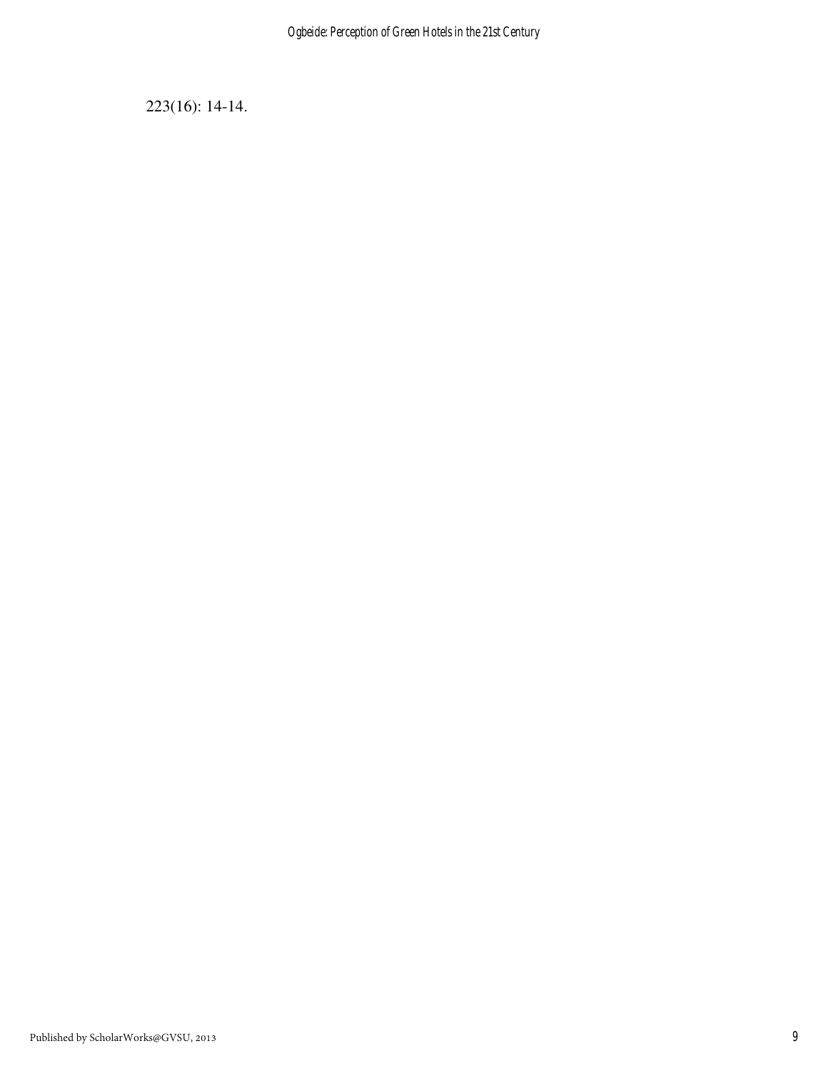223(16): 14-14.